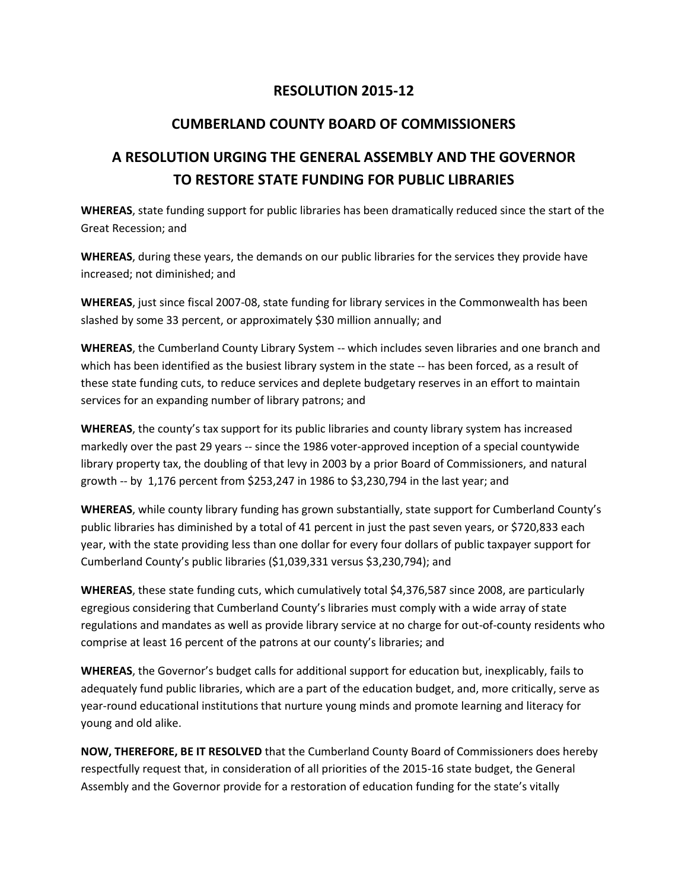# RESOLUTION 2015-12

## CUMBERLAND COUNTY BOARD OF COMMISSIONERS

## A RESOLUTION URGING THE GENERAL ASSEMBLY AND THE GOVERNOR TO RESTORE STATE FUNDING FOR PUBLIC LIBRARIES

**WHEREAS**, state funding support for public libraries has been dramatically reduced since the start of the Great Recession; and

**WHEREAS**, during these years, the demands on our public libraries for the services they provide have increased; not diminished; and

**WHEREAS**, just since fiscal 2007-08, state funding for library services in the Commonwealth has been slashed by some 33 percent, or approximately $30 million annually; and

**WHEREAS**, the Cumberland County Library System -- which includes seven libraries and one branch and which has been identified as the busiest library system in the state -- has been forced, as a result of these state funding cuts, to reduce services and deplete budgetary reserves in an effort to maintain services for an expanding number of library patrons; and

**WHEREAS**, the county's tax support for its public libraries and county library system has increased markedly over the past 29 years -- since the 1986 voter-approved inception of a special countywide library property tax, the doubling of that levy in 2003 by a prior Board of Commissioners, and natural growth -- by 1,176 percent from $253,247 in 1986 to $3,230,794 in the last year; and

**WHEREAS**, while county library funding has grown substantially, state support for Cumberland County's public libraries has diminished by a total of 41 percent in just the past seven years, or $720,833 each year, with the state providing less than one dollar for every four dollars of public taxpayer support for Cumberland County's public libraries ($1,039,331 versus $3,230,794); and

**WHEREAS**, these state funding cuts, which cumulatively total $4,376,587 since 2008, are particularly egregious considering that Cumberland County's libraries must comply with a wide array of state regulations and mandates as well as provide library service at no charge for out-of-county residents who comprise at least 16 percent of the patrons at our county's libraries; and

**WHEREAS**, the Governor's budget calls for additional support for education but, inexplicably, fails to adequately fund public libraries, which are a part of the education budget, and, more critically, serve as year-round educational institutions that nurture young minds and promote learning and literacy for young and old alike.

**NOW, THEREFORE, BE IT RESOLVED** that the Cumberland County Board of Commissioners does hereby respectfully request that, in consideration of all priorities of the 2015-16 state budget, the General Assembly and the Governor provide for a restoration of education funding for the state's vitally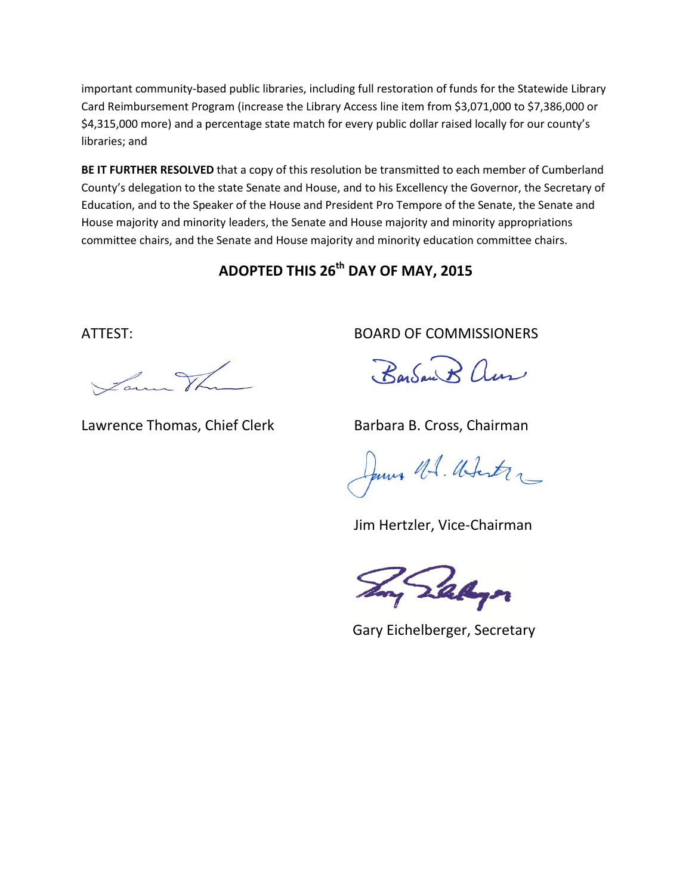important community-based public libraries, including full restoration of funds for the Statewide Library Card Reimbursement Program (increase the Library Access line item from $3,071,000 to $7,386,000 or $4,315,000 more) and a percentage state match for every public dollar raised locally for our county's libraries; and

**BE IT FURTHER RESOLVED** that a copy of this resolution be transmitted to each member of Cumberland County's delegation to the state Senate and House, and to his Excellency the Governor, the Secretary of Education, and to the Speaker of the House and President Pro Tempore of the Senate, the Senate and House majority and minority leaders, the Senate and House majority and minority appropriations committee chairs, and the Senate and House majority and minority education committee chairs.

**ADOPTED THIS 26th DAY OF MAY, 2015**

ATTEST:

Lawrence Thomas, Chief Clerk

BOARD OF COMMISSIONERS

Barbara B. Cross, Chairman

Jim Hertzler, Vice-Chairman

Gary Eichelberger, Secretary